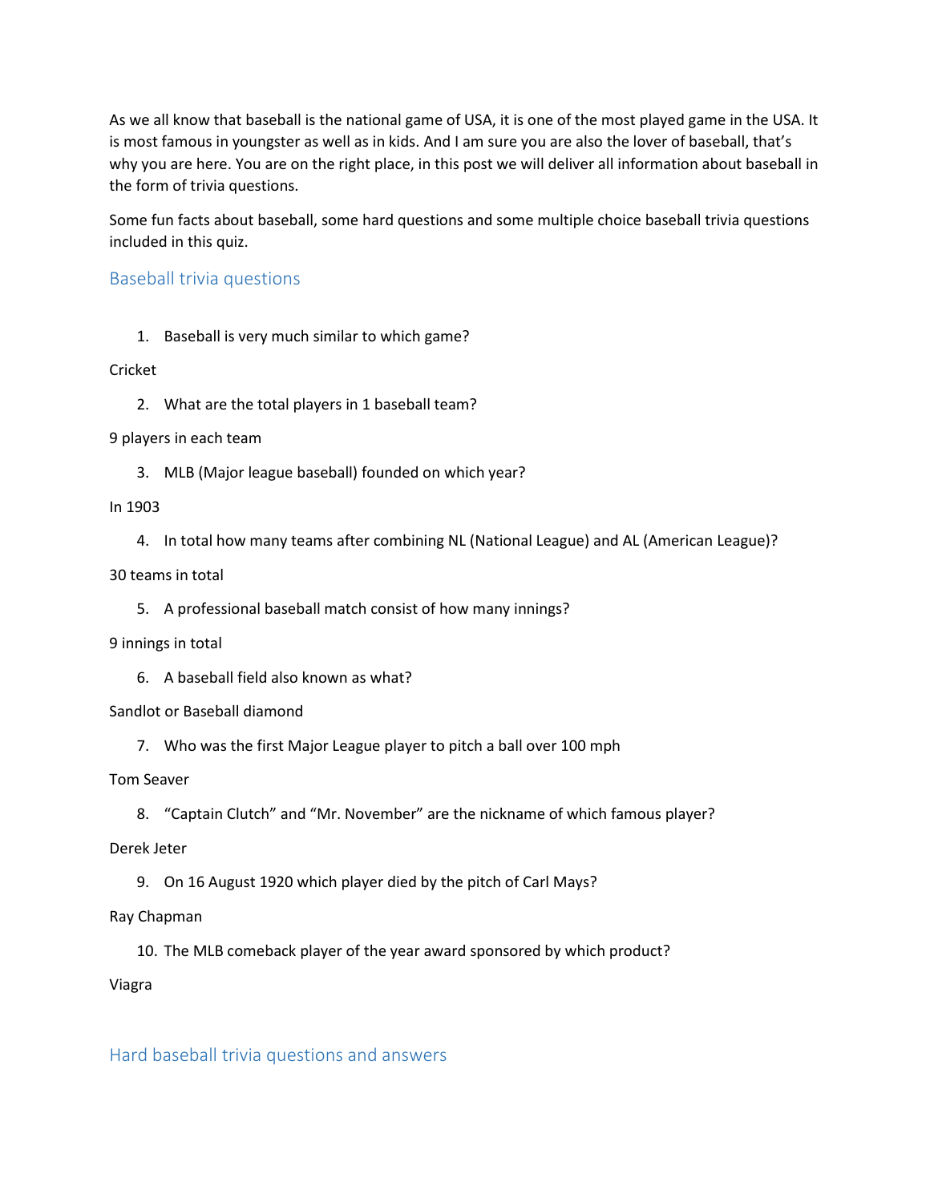As we all know that baseball is the national game of USA, it is one of the most played game in the USA. It is most famous in youngster as well as in kids. And I am sure you are also the lover of baseball, that's why you are here. You are on the right place, in this post we will deliver all information about baseball in the form of trivia questions.

Some fun facts about baseball, some hard questions and some multiple choice baseball trivia questions included in this quiz.

## Baseball trivia questions

1. Baseball is very much similar to which game?

Cricket

2. What are the total players in 1 baseball team?

9 players in each team

3. MLB (Major league baseball) founded on which year?

In 1903

4. In total how many teams after combining NL (National League) and AL (American League)?

30 teams in total

5. A professional baseball match consist of how many innings?

9 innings in total

6. A baseball field also known as what?

Sandlot or Baseball diamond

7. Who was the first Major League player to pitch a ball over 100 mph

Tom Seaver

8. "Captain Clutch" and "Mr. November" are the nickname of which famous player?

Derek Jeter

9. On 16 August 1920 which player died by the pitch of Carl Mays?

Ray Chapman

10. The MLB comeback player of the year award sponsored by which product?

Viagra

## Hard baseball trivia questions and answers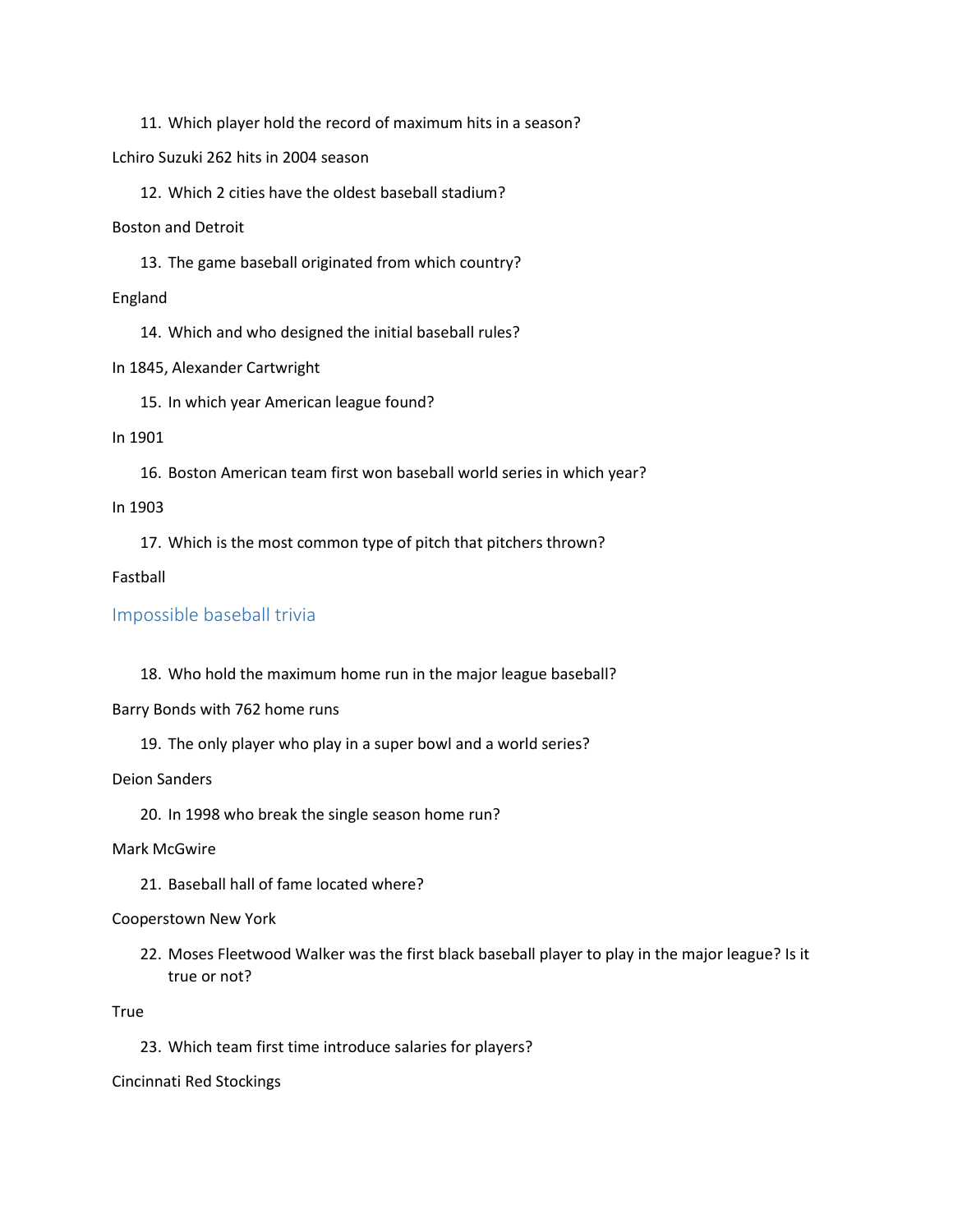11. Which player hold the record of maximum hits in a season?

Lchiro Suzuki 262 hits in 2004 season

12. Which 2 cities have the oldest baseball stadium?

Boston and Detroit

13. The game baseball originated from which country?

England

14. Which and who designed the initial baseball rules?

In 1845, Alexander Cartwright

15. In which year American league found?

In 1901

16. Boston American team first won baseball world series in which year?

In 1903

17. Which is the most common type of pitch that pitchers thrown?

Fastball

## Impossible baseball trivia

18. Who hold the maximum home run in the major league baseball?

Barry Bonds with 762 home runs

19. The only player who play in a super bowl and a world series?

Deion Sanders

20. In 1998 who break the single season home run?

Mark McGwire

21. Baseball hall of fame located where?

Cooperstown New York

22. Moses Fleetwood Walker was the first black baseball player to play in the major league? Is it true or not?

True

23. Which team first time introduce salaries for players?

Cincinnati Red Stockings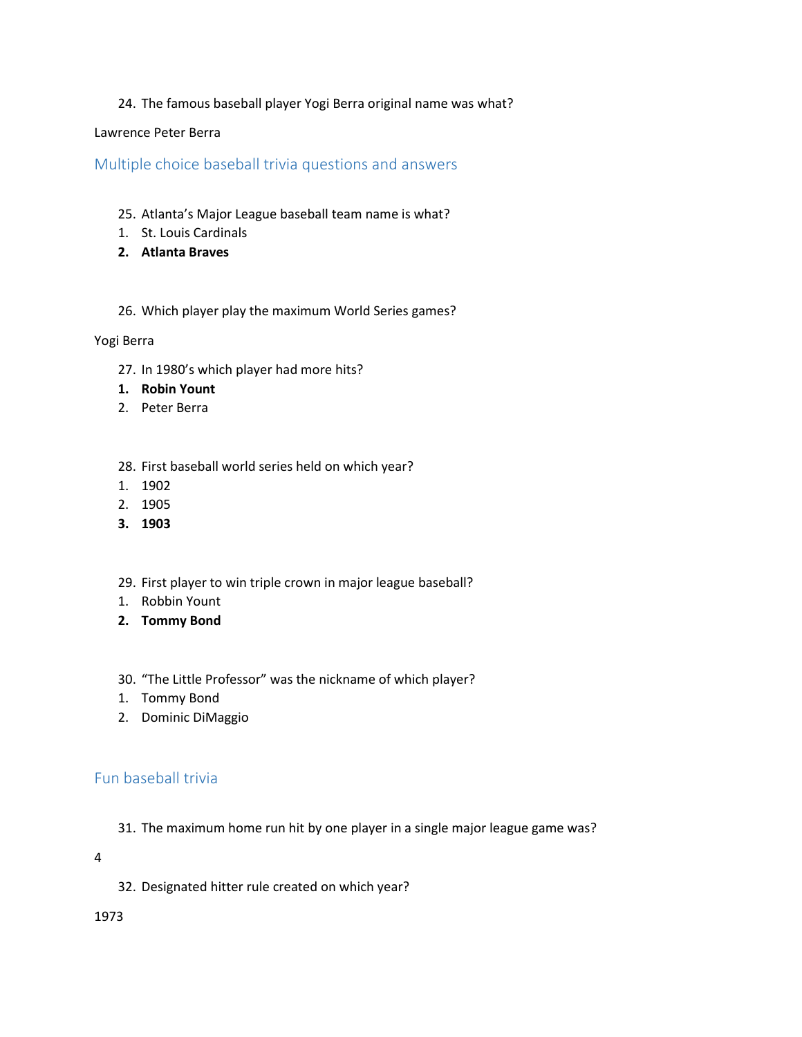24. The famous baseball player Yogi Berra original name was what?

Lawrence Peter Berra

## Multiple choice baseball trivia questions and answers

25. Atlanta's Major League baseball team name is what?
    1. St. Louis Cardinals
    2. **Atlanta Braves**

26. Which player play the maximum World Series games?

Yogi Berra

27. In 1980's which player had more hits?
    1. **Robin Yount**
    2. Peter Berra

28. First baseball world series held on which year?
    1. 1902
    2. 1905
    3. **1903**

29. First player to win triple crown in major league baseball?
    1. Robbin Yount
    2. **Tommy Bond**

30. "The Little Professor" was the nickname of which player?
    1. Tommy Bond
    2. Dominic DiMaggio

## Fun baseball trivia

31. The maximum home run hit by one player in a single major league game was?

4

32. Designated hitter rule created on which year?

1973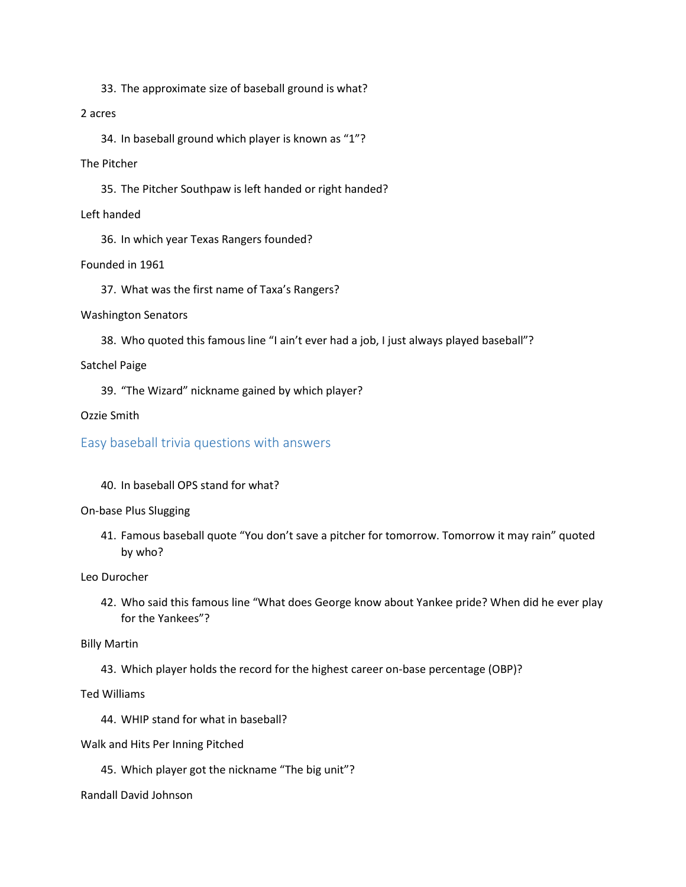33. The approximate size of baseball ground is what?

2 acres

34. In baseball ground which player is known as "1"?

The Pitcher

35. The Pitcher Southpaw is left handed or right handed?

Left handed

36. In which year Texas Rangers founded?

Founded in 1961

37. What was the first name of Taxa's Rangers?

Washington Senators

38. Who quoted this famous line "I ain't ever had a job, I just always played baseball"?

Satchel Paige

39. "The Wizard" nickname gained by which player?

Ozzie Smith

## Easy baseball trivia questions with answers

40. In baseball OPS stand for what?

On-base Plus Slugging

41. Famous baseball quote "You don't save a pitcher for tomorrow. Tomorrow it may rain" quoted by who?

Leo Durocher

42. Who said this famous line "What does George know about Yankee pride? When did he ever play for the Yankees"?

Billy Martin

43. Which player holds the record for the highest career on-base percentage (OBP)?

Ted Williams

44. WHIP stand for what in baseball?

Walk and Hits Per Inning Pitched

45. Which player got the nickname "The big unit"?

Randall David Johnson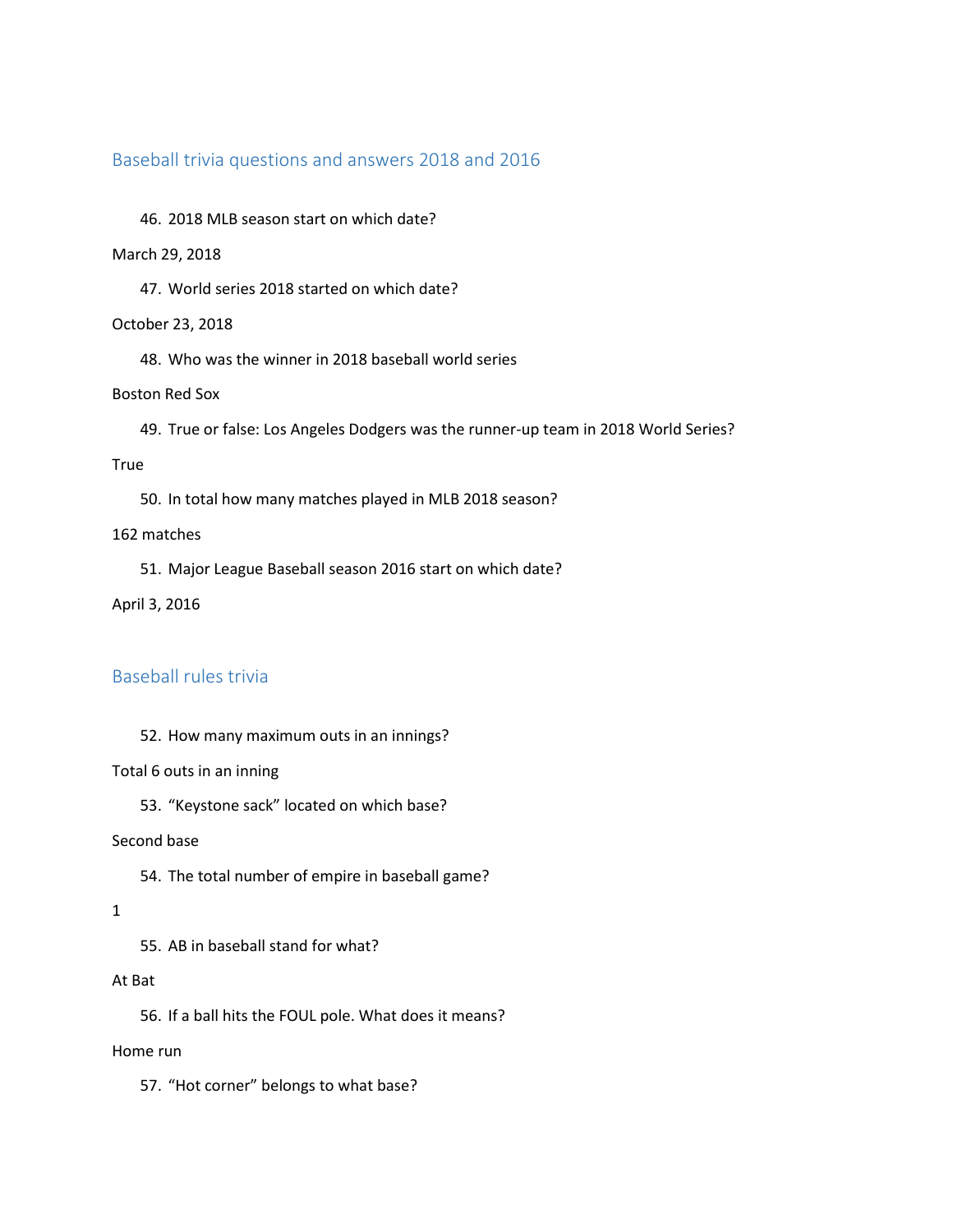## Baseball trivia questions and answers 2018 and 2016

46. 2018 MLB season start on which date?

March 29, 2018

47. World series 2018 started on which date?

October 23, 2018

48. Who was the winner in 2018 baseball world series

Boston Red Sox

49. True or false: Los Angeles Dodgers was the runner-up team in 2018 World Series?

True

50. In total how many matches played in MLB 2018 season?

162 matches

51. Major League Baseball season 2016 start on which date?

April 3, 2016

## Baseball rules trivia

52. How many maximum outs in an innings?

Total 6 outs in an inning

53. "Keystone sack" located on which base?

Second base

54. The total number of empire in baseball game?

1

55. AB in baseball stand for what?

At Bat

56. If a ball hits the FOUL pole. What does it means?

Home run

57. "Hot corner" belongs to what base?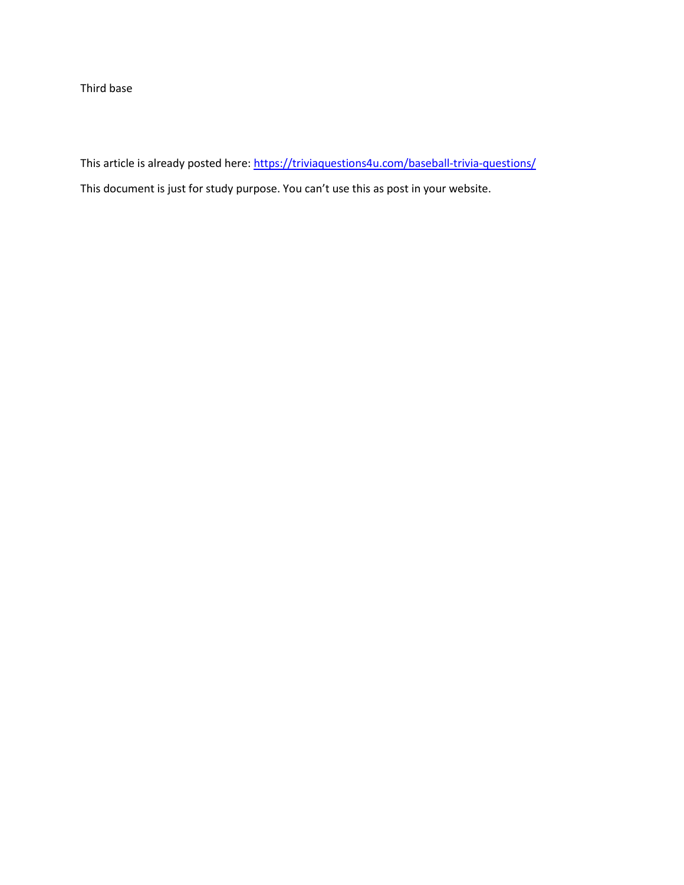Third base

This article is already posted here: [https://triviaquestions4u.com/baseball-trivia-questions/](https://triviaquestions4u.com/baseball-trivia-questions/)

This document is just for study purpose. You can't use this as post in your website.